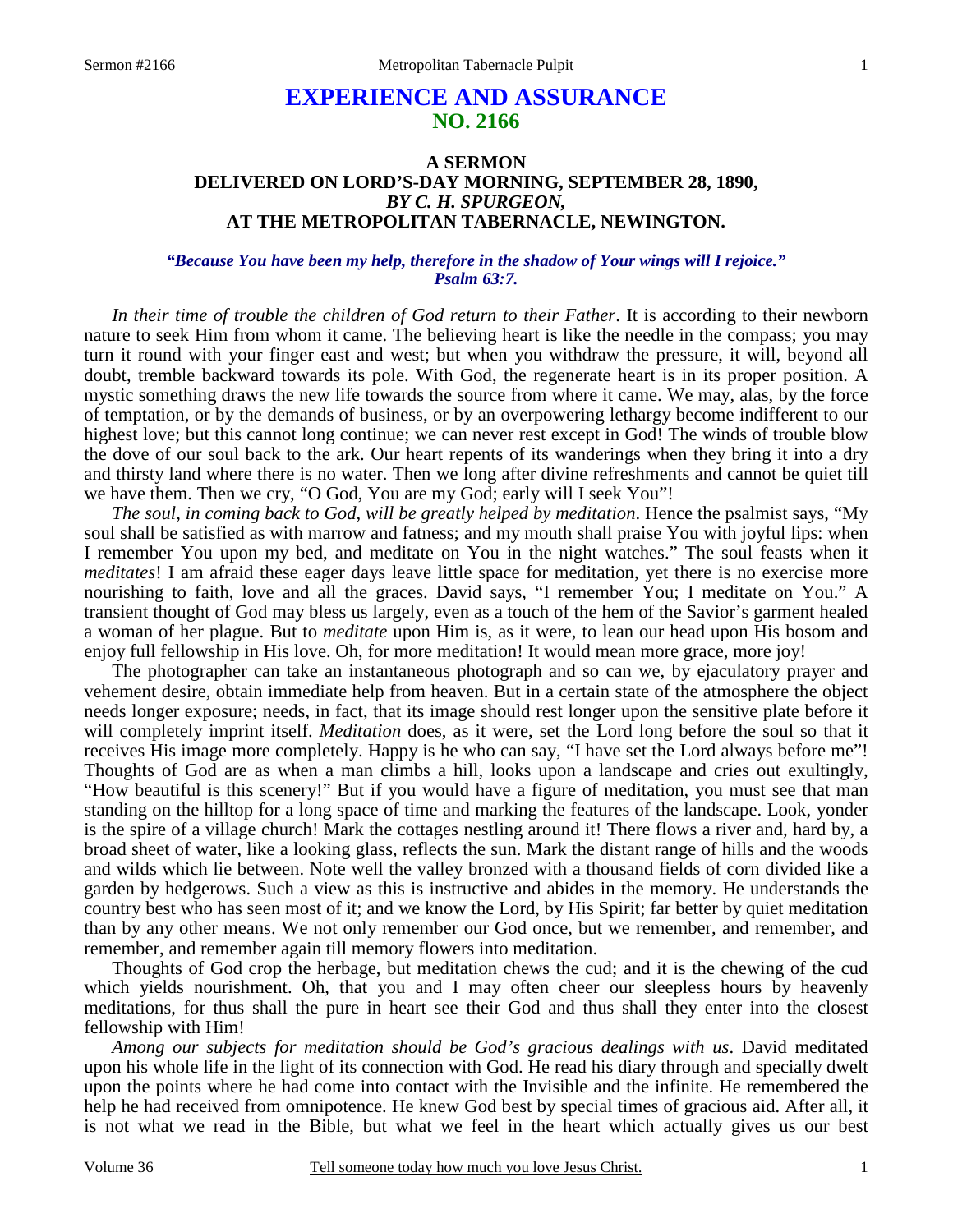# EXPERIENCE AND ASSURANCE
## NO. 2166

### A SERMON
### DELIVERED ON LORD'S-DAY MORNING, SEPTEMBER 28, 1890,
### *BY C. H. SPURGEON,*
### AT THE METROPOLITAN TABERNACLE, NEWINGTON.

***"Because You have been my help, therefore in the shadow of Your wings will I rejoice." Psalm 63:7.***

*In their time of trouble the children of God return to their Father*. It is according to their newborn nature to seek Him from whom it came. The believing heart is like the needle in the compass; you may turn it round with your finger east and west; but when you withdraw the pressure, it will, beyond all doubt, tremble backward towards its pole. With God, the regenerate heart is in its proper position. A mystic something draws the new life towards the source from where it came. We may, alas, by the force of temptation, or by the demands of business, or by an overpowering lethargy become indifferent to our highest love; but this cannot long continue; we can never rest except in God! The winds of trouble blow the dove of our soul back to the ark. Our heart repents of its wanderings when they bring it into a dry and thirsty land where there is no water. Then we long after divine refreshments and cannot be quiet till we have them. Then we cry, "O God, You are my God; early will I seek You"!

*The soul, in coming back to God, will be greatly helped by meditation*. Hence the psalmist says, "My soul shall be satisfied as with marrow and fatness; and my mouth shall praise You with joyful lips: when I remember You upon my bed, and meditate on You in the night watches." The soul feasts when it *meditates*! I am afraid these eager days leave little space for meditation, yet there is no exercise more nourishing to faith, love and all the graces. David says, "I remember You; I meditate on You." A transient thought of God may bless us largely, even as a touch of the hem of the Savior's garment healed a woman of her plague. But to *meditate* upon Him is, as it were, to lean our head upon His bosom and enjoy full fellowship in His love. Oh, for more meditation! It would mean more grace, more joy!

The photographer can take an instantaneous photograph and so can we, by ejaculatory prayer and vehement desire, obtain immediate help from heaven. But in a certain state of the atmosphere the object needs longer exposure; needs, in fact, that its image should rest longer upon the sensitive plate before it will completely imprint itself. *Meditation* does, as it were, set the Lord long before the soul so that it receives His image more completely. Happy is he who can say, "I have set the Lord always before me"! Thoughts of God are as when a man climbs a hill, looks upon a landscape and cries out exultingly, "How beautiful is this scenery!" But if you would have a figure of meditation, you must see that man standing on the hilltop for a long space of time and marking the features of the landscape. Look, yonder is the spire of a village church! Mark the cottages nestling around it! There flows a river and, hard by, a broad sheet of water, like a looking glass, reflects the sun. Mark the distant range of hills and the woods and wilds which lie between. Note well the valley bronzed with a thousand fields of corn divided like a garden by hedgerows. Such a view as this is instructive and abides in the memory. He understands the country best who has seen most of it; and we know the Lord, by His Spirit; far better by quiet meditation than by any other means. We not only remember our God once, but we remember, and remember, and remember, and remember again till memory flowers into meditation.

Thoughts of God crop the herbage, but meditation chews the cud; and it is the chewing of the cud which yields nourishment. Oh, that you and I may often cheer our sleepless hours by heavenly meditations, for thus shall the pure in heart see their God and thus shall they enter into the closest fellowship with Him!

*Among our subjects for meditation should be God's gracious dealings with us*. David meditated upon his whole life in the light of its connection with God. He read his diary through and specially dwelt upon the points where he had come into contact with the Invisible and the infinite. He remembered the help he had received from omnipotence. He knew God best by special times of gracious aid. After all, it is not what we read in the Bible, but what we feel in the heart which actually gives us our best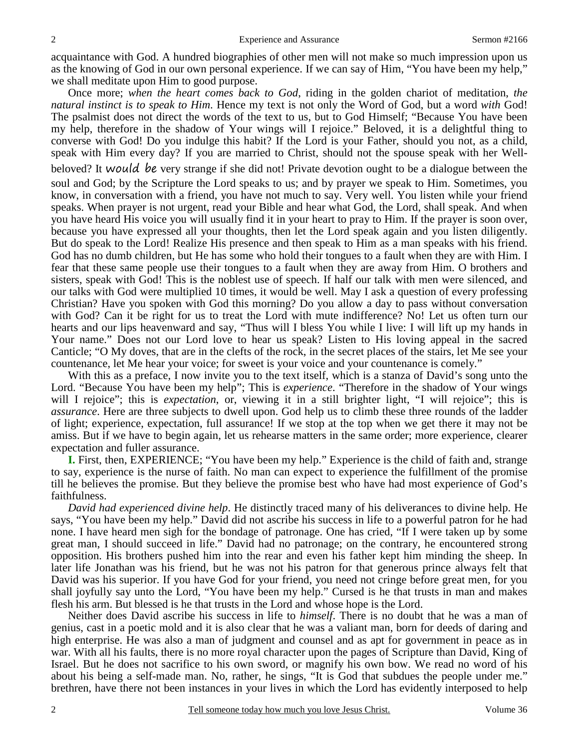acquaintance with God. A hundred biographies of other men will not make so much impression upon us as the knowing of God in our own personal experience. If we can say of Him, "You have been my help," we shall meditate upon Him to good purpose.

Once more; *when the heart comes back to God*, riding in the golden chariot of meditation, *the natural instinct is to speak to Him*. Hence my text is not only the Word of God, but a word *with* God! The psalmist does not direct the words of the text to us, but to God Himself; "Because You have been my help, therefore in the shadow of Your wings will I rejoice." Beloved, it is a delightful thing to converse with God! Do you indulge this habit? If the Lord is your Father, should you not, as a child, speak with Him every day? If you are married to Christ, should not the spouse speak with her Well-beloved? It *would be* very strange if she did not! Private devotion ought to be a dialogue between the soul and God; by the Scripture the Lord speaks to us; and by prayer we speak to Him. Sometimes, you know, in conversation with a friend, you have not much to say. Very well. You listen while your friend speaks. When prayer is not urgent, read your Bible and hear what God, the Lord, shall speak. And when you have heard His voice you will usually find it in your heart to pray to Him. If the prayer is soon over, because you have expressed all your thoughts, then let the Lord speak again and you listen diligently. But do speak to the Lord! Realize His presence and then speak to Him as a man speaks with his friend. God has no dumb children, but He has some who hold their tongues to a fault when they are with Him. I fear that these same people use their tongues to a fault when they are away from Him. O brothers and sisters, speak with God! This is the noblest use of speech. If half our talk with men were silenced, and our talks with God were multiplied 10 times, it would be well. May I ask a question of every professing Christian? Have you spoken with God this morning? Do you allow a day to pass without conversation with God? Can it be right for us to treat the Lord with mute indifference? No! Let us often turn our hearts and our lips heavenward and say, "Thus will I bless You while I live: I will lift up my hands in Your name." Does not our Lord love to hear us speak? Listen to His loving appeal in the sacred Canticle; "O My doves, that are in the clefts of the rock, in the secret places of the stairs, let Me see your countenance, let Me hear your voice; for sweet is your voice and your countenance is comely."

With this as a preface, I now invite you to the text itself, which is a stanza of David's song unto the Lord. "Because You have been my help"; This is *experience*. "Therefore in the shadow of Your wings will I rejoice"; this is *expectation*, or, viewing it in a still brighter light, "I will rejoice"; this is *assurance*. Here are three subjects to dwell upon. God help us to climb these three rounds of the ladder of light; experience, expectation, full assurance! If we stop at the top when we get there it may not be amiss. But if we have to begin again, let us rehearse matters in the same order; more experience, clearer expectation and fuller assurance.

**I.** First, then, EXPERIENCE; "You have been my help." Experience is the child of faith and, strange to say, experience is the nurse of faith. No man can expect to experience the fulfillment of the promise till he believes the promise. But they believe the promise best who have had most experience of God's faithfulness.

*David had experienced divine help*. He distinctly traced many of his deliverances to divine help. He says, "You have been my help." David did not ascribe his success in life to a powerful patron for he had none. I have heard men sigh for the bondage of patronage. One has cried, "If I were taken up by some great man, I should succeed in life." David had no patronage; on the contrary, he encountered strong opposition. His brothers pushed him into the rear and even his father kept him minding the sheep. In later life Jonathan was his friend, but he was not his patron for that generous prince always felt that David was his superior. If you have God for your friend, you need not cringe before great men, for you shall joyfully say unto the Lord, "You have been my help." Cursed is he that trusts in man and makes flesh his arm. But blessed is he that trusts in the Lord and whose hope is the Lord.

Neither does David ascribe his success in life to *himself*. There is no doubt that he was a man of genius, cast in a poetic mold and it is also clear that he was a valiant man, born for deeds of daring and high enterprise. He was also a man of judgment and counsel and as apt for government in peace as in war. With all his faults, there is no more royal character upon the pages of Scripture than David, King of Israel. But he does not sacrifice to his own sword, or magnify his own bow. We read no word of his about his being a self-made man. No, rather, he sings, "It is God that subdues the people under me." brethren, have there not been instances in your lives in which the Lord has evidently interposed to help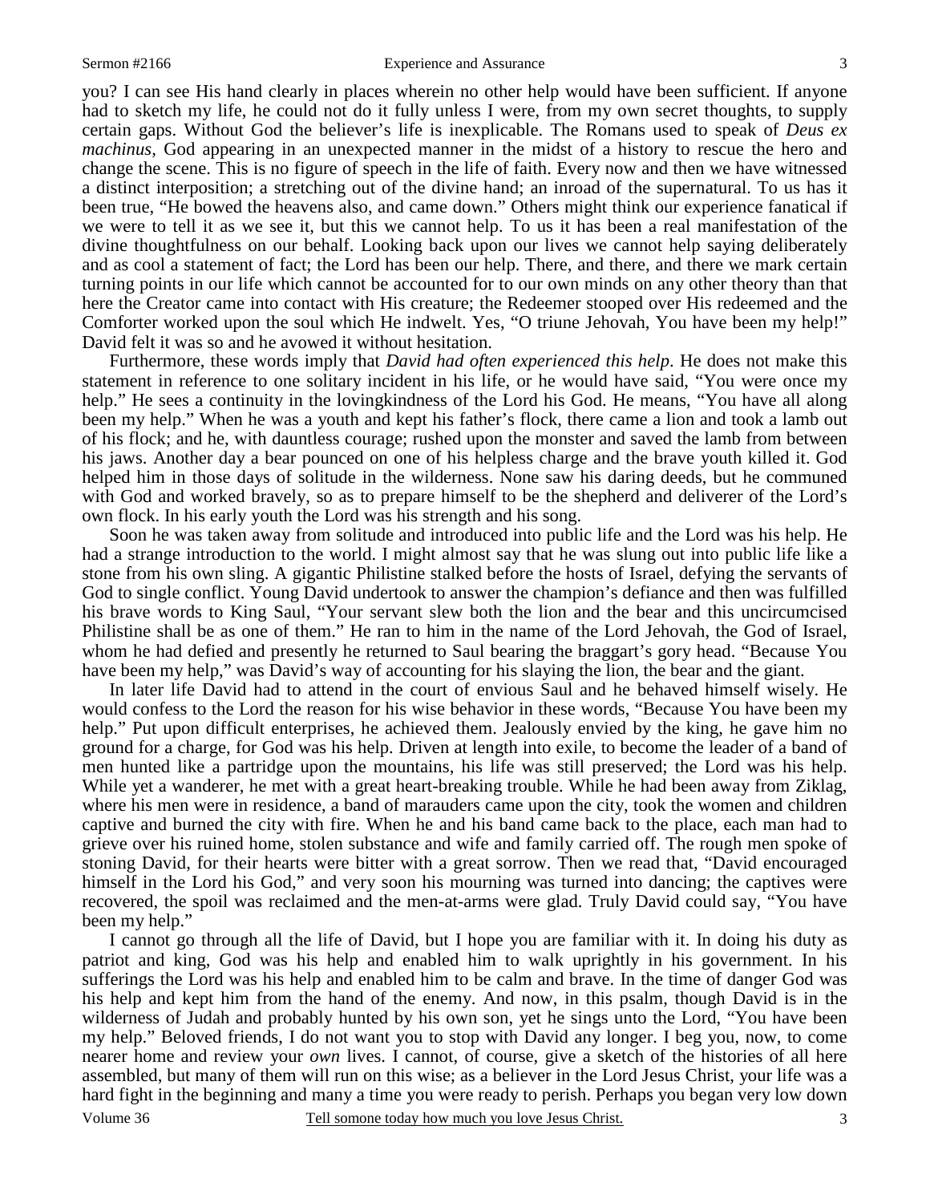you? I can see His hand clearly in places wherein no other help would have been sufficient. If anyone had to sketch my life, he could not do it fully unless I were, from my own secret thoughts, to supply certain gaps. Without God the believer's life is inexplicable. The Romans used to speak of *Deus ex machinus*, God appearing in an unexpected manner in the midst of a history to rescue the hero and change the scene. This is no figure of speech in the life of faith. Every now and then we have witnessed a distinct interposition; a stretching out of the divine hand; an inroad of the supernatural. To us has it been true, "He bowed the heavens also, and came down." Others might think our experience fanatical if we were to tell it as we see it, but this we cannot help. To us it has been a real manifestation of the divine thoughtfulness on our behalf. Looking back upon our lives we cannot help saying deliberately and as cool a statement of fact; the Lord has been our help. There, and there, and there we mark certain turning points in our life which cannot be accounted for to our own minds on any other theory than that here the Creator came into contact with His creature; the Redeemer stooped over His redeemed and the Comforter worked upon the soul which He indwelt. Yes, "O triune Jehovah, You have been my help!" David felt it was so and he avowed it without hesitation.

Furthermore, these words imply that *David had often experienced this help*. He does not make this statement in reference to one solitary incident in his life, or he would have said, "You were once my help." He sees a continuity in the lovingkindness of the Lord his God. He means, "You have all along been my help." When he was a youth and kept his father's flock, there came a lion and took a lamb out of his flock; and he, with dauntless courage; rushed upon the monster and saved the lamb from between his jaws. Another day a bear pounced on one of his helpless charge and the brave youth killed it. God helped him in those days of solitude in the wilderness. None saw his daring deeds, but he communed with God and worked bravely, so as to prepare himself to be the shepherd and deliverer of the Lord's own flock. In his early youth the Lord was his strength and his song.

Soon he was taken away from solitude and introduced into public life and the Lord was his help. He had a strange introduction to the world. I might almost say that he was slung out into public life like a stone from his own sling. A gigantic Philistine stalked before the hosts of Israel, defying the servants of God to single conflict. Young David undertook to answer the champion's defiance and then was fulfilled his brave words to King Saul, "Your servant slew both the lion and the bear and this uncircumcised Philistine shall be as one of them." He ran to him in the name of the Lord Jehovah, the God of Israel, whom he had defied and presently he returned to Saul bearing the braggart's gory head. "Because You have been my help," was David's way of accounting for his slaying the lion, the bear and the giant.

In later life David had to attend in the court of envious Saul and he behaved himself wisely. He would confess to the Lord the reason for his wise behavior in these words, "Because You have been my help." Put upon difficult enterprises, he achieved them. Jealously envied by the king, he gave him no ground for a charge, for God was his help. Driven at length into exile, to become the leader of a band of men hunted like a partridge upon the mountains, his life was still preserved; the Lord was his help. While yet a wanderer, he met with a great heart-breaking trouble. While he had been away from Ziklag, where his men were in residence, a band of marauders came upon the city, took the women and children captive and burned the city with fire. When he and his band came back to the place, each man had to grieve over his ruined home, stolen substance and wife and family carried off. The rough men spoke of stoning David, for their hearts were bitter with a great sorrow. Then we read that, "David encouraged himself in the Lord his God," and very soon his mourning was turned into dancing; the captives were recovered, the spoil was reclaimed and the men-at-arms were glad. Truly David could say, "You have been my help."

I cannot go through all the life of David, but I hope you are familiar with it. In doing his duty as patriot and king, God was his help and enabled him to walk uprightly in his government. In his sufferings the Lord was his help and enabled him to be calm and brave. In the time of danger God was his help and kept him from the hand of the enemy. And now, in this psalm, though David is in the wilderness of Judah and probably hunted by his own son, yet he sings unto the Lord, "You have been my help." Beloved friends, I do not want you to stop with David any longer. I beg you, now, to come nearer home and review your *own* lives. I cannot, of course, give a sketch of the histories of all here assembled, but many of them will run on this wise; as a believer in the Lord Jesus Christ, your life was a hard fight in the beginning and many a time you were ready to perish. Perhaps you began very low down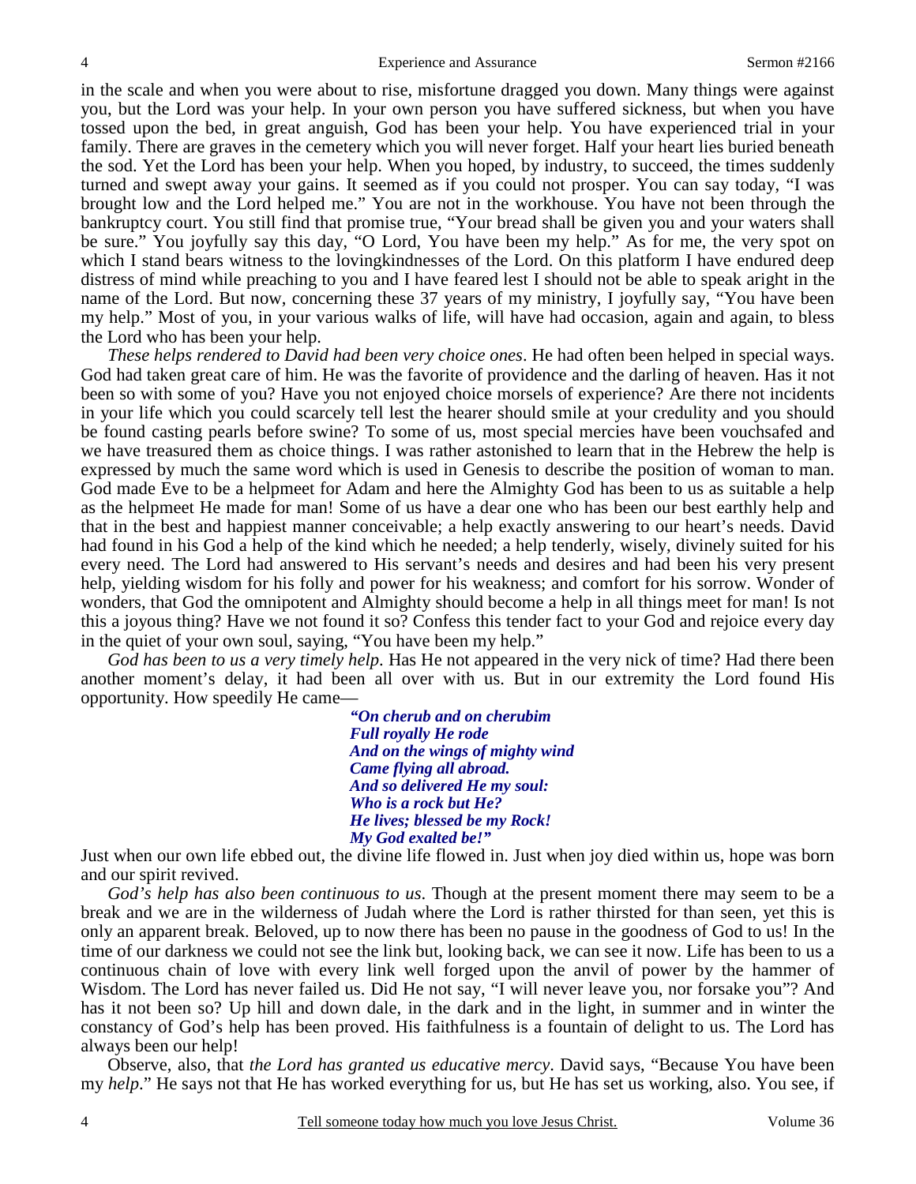in the scale and when you were about to rise, misfortune dragged you down. Many things were against you, but the Lord was your help. In your own person you have suffered sickness, but when you have tossed upon the bed, in great anguish, God has been your help. You have experienced trial in your family. There are graves in the cemetery which you will never forget. Half your heart lies buried beneath the sod. Yet the Lord has been your help. When you hoped, by industry, to succeed, the times suddenly turned and swept away your gains. It seemed as if you could not prosper. You can say today, "I was brought low and the Lord helped me." You are not in the workhouse. You have not been through the bankruptcy court. You still find that promise true, "Your bread shall be given you and your waters shall be sure." You joyfully say this day, "O Lord, You have been my help." As for me, the very spot on which I stand bears witness to the lovingkindnesses of the Lord. On this platform I have endured deep distress of mind while preaching to you and I have feared lest I should not be able to speak aright in the name of the Lord. But now, concerning these 37 years of my ministry, I joyfully say, "You have been my help." Most of you, in your various walks of life, will have had occasion, again and again, to bless the Lord who has been your help.

*These helps rendered to David had been very choice ones*. He had often been helped in special ways. God had taken great care of him. He was the favorite of providence and the darling of heaven. Has it not been so with some of you? Have you not enjoyed choice morsels of experience? Are there not incidents in your life which you could scarcely tell lest the hearer should smile at your credulity and you should be found casting pearls before swine? To some of us, most special mercies have been vouchsafed and we have treasured them as choice things. I was rather astonished to learn that in the Hebrew the help is expressed by much the same word which is used in Genesis to describe the position of woman to man. God made Eve to be a helpmeet for Adam and here the Almighty God has been to us as suitable a help as the helpmeet He made for man! Some of us have a dear one who has been our best earthly help and that in the best and happiest manner conceivable; a help exactly answering to our heart's needs. David had found in his God a help of the kind which he needed; a help tenderly, wisely, divinely suited for his every need. The Lord had answered to His servant's needs and desires and had been his very present help, yielding wisdom for his folly and power for his weakness; and comfort for his sorrow. Wonder of wonders, that God the omnipotent and Almighty should become a help in all things meet for man! Is not this a joyous thing? Have we not found it so? Confess this tender fact to your God and rejoice every day in the quiet of your own soul, saying, "You have been my help."

*God has been to us a very timely help*. Has He not appeared in the very nick of time? Had there been another moment's delay, it had been all over with us. But in our extremity the Lord found His opportunity. How speedily He came—

> ***"On cherub and on cherubim***
> ***Full royally He rode***
> ***And on the wings of mighty wind***
> ***Came flying all abroad.***
> ***And so delivered He my soul:***
> ***Who is a rock but He?***
> ***He lives; blessed be my Rock!***
> ***My God exalted be!"***

Just when our own life ebbed out, the divine life flowed in. Just when joy died within us, hope was born and our spirit revived.

*God's help has also been continuous to us*. Though at the present moment there may seem to be a break and we are in the wilderness of Judah where the Lord is rather thirsted for than seen, yet this is only an apparent break. Beloved, up to now there has been no pause in the goodness of God to us! In the time of our darkness we could not see the link but, looking back, we can see it now. Life has been to us a continuous chain of love with every link well forged upon the anvil of power by the hammer of Wisdom. The Lord has never failed us. Did He not say, "I will never leave you, nor forsake you"? And has it not been so? Up hill and down dale, in the dark and in the light, in summer and in winter the constancy of God's help has been proved. His faithfulness is a fountain of delight to us. The Lord has always been our help!

Observe, also, that *the Lord has granted us educative mercy*. David says, "Because You have been my *help*." He says not that He has worked everything for us, but He has set us working, also. You see, if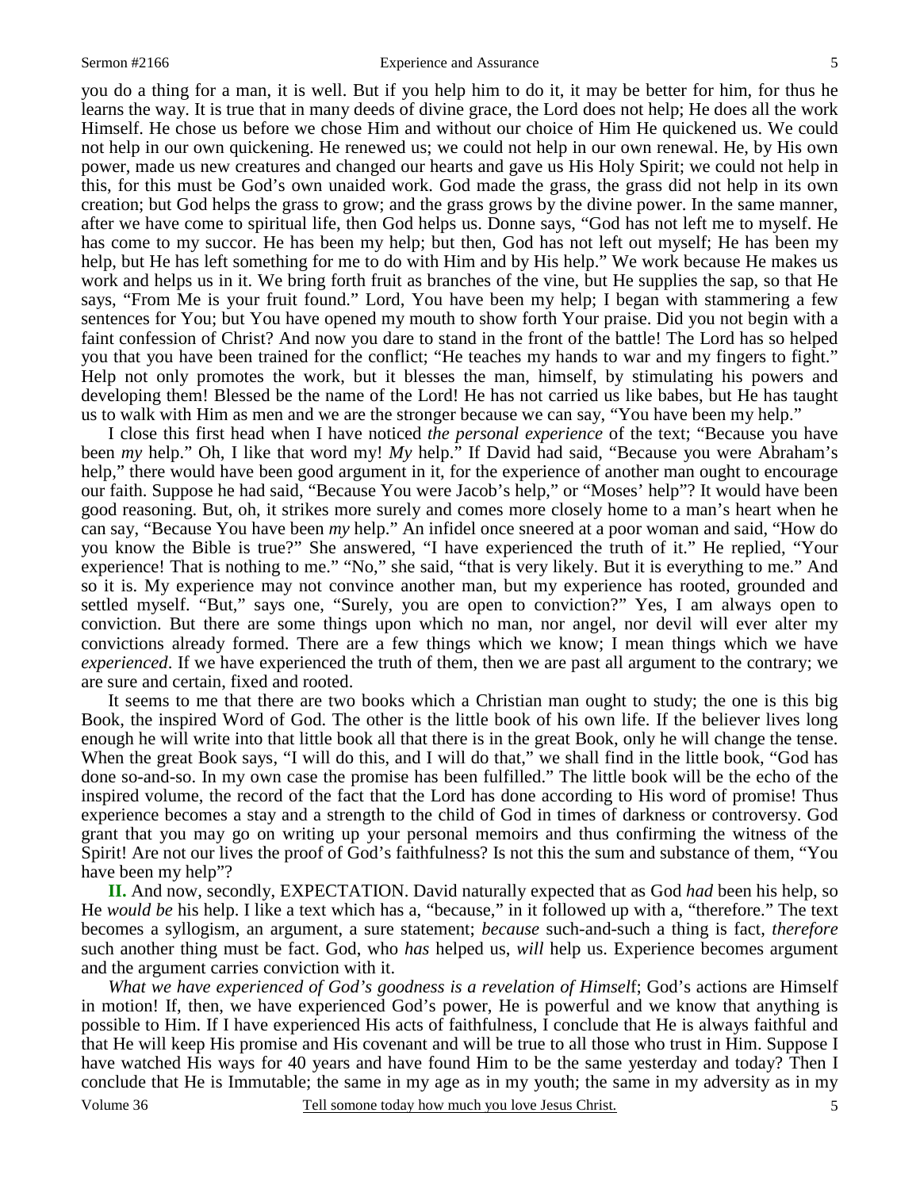you do a thing for a man, it is well. But if you help him to do it, it may be better for him, for thus he learns the way. It is true that in many deeds of divine grace, the Lord does not help; He does all the work Himself. He chose us before we chose Him and without our choice of Him He quickened us. We could not help in our own quickening. He renewed us; we could not help in our own renewal. He, by His own power, made us new creatures and changed our hearts and gave us His Holy Spirit; we could not help in this, for this must be God's own unaided work. God made the grass, the grass did not help in its own creation; but God helps the grass to grow; and the grass grows by the divine power. In the same manner, after we have come to spiritual life, then God helps us. Donne says, "God has not left me to myself. He has come to my succor. He has been my help; but then, God has not left out myself; He has been my help, but He has left something for me to do with Him and by His help." We work because He makes us work and helps us in it. We bring forth fruit as branches of the vine, but He supplies the sap, so that He says, "From Me is your fruit found." Lord, You have been my help; I began with stammering a few sentences for You; but You have opened my mouth to show forth Your praise. Did you not begin with a faint confession of Christ? And now you dare to stand in the front of the battle! The Lord has so helped you that you have been trained for the conflict; "He teaches my hands to war and my fingers to fight." Help not only promotes the work, but it blesses the man, himself, by stimulating his powers and developing them! Blessed be the name of the Lord! He has not carried us like babes, but He has taught us to walk with Him as men and we are the stronger because we can say, "You have been my help."

I close this first head when I have noticed *the personal experience* of the text; "Because you have been *my* help." Oh, I like that word my! *My* help." If David had said, "Because you were Abraham's help," there would have been good argument in it, for the experience of another man ought to encourage our faith. Suppose he had said, "Because You were Jacob's help," or "Moses' help"? It would have been good reasoning. But, oh, it strikes more surely and comes more closely home to a man's heart when he can say, "Because You have been *my* help." An infidel once sneered at a poor woman and said, "How do you know the Bible is true?" She answered, "I have experienced the truth of it." He replied, "Your experience! That is nothing to me." "No," she said, "that is very likely. But it is everything to me." And so it is. My experience may not convince another man, but my experience has rooted, grounded and settled myself. "But," says one, "Surely, you are open to conviction?" Yes, I am always open to conviction. But there are some things upon which no man, nor angel, nor devil will ever alter my convictions already formed. There are a few things which we know; I mean things which we have *experienced*. If we have experienced the truth of them, then we are past all argument to the contrary; we are sure and certain, fixed and rooted.

It seems to me that there are two books which a Christian man ought to study; the one is this big Book, the inspired Word of God. The other is the little book of his own life. If the believer lives long enough he will write into that little book all that there is in the great Book, only he will change the tense. When the great Book says, "I will do this, and I will do that," we shall find in the little book, "God has done so-and-so. In my own case the promise has been fulfilled." The little book will be the echo of the inspired volume, the record of the fact that the Lord has done according to His word of promise! Thus experience becomes a stay and a strength to the child of God in times of darkness or controversy. God grant that you may go on writing up your personal memoirs and thus confirming the witness of the Spirit! Are not our lives the proof of God's faithfulness? Is not this the sum and substance of them, "You have been my help"?

**II.** And now, secondly, EXPECTATION. David naturally expected that as God *had* been his help, so He *would be* his help. I like a text which has a, "because," in it followed up with a, "therefore." The text becomes a syllogism, an argument, a sure statement; *because* such-and-such a thing is fact, *therefore* such another thing must be fact. God, who *has* helped us, *will* help us. Experience becomes argument and the argument carries conviction with it.

*What we have experienced of God's goodness is a revelation of Himself*; God's actions are Himself in motion! If, then, we have experienced God's power, He is powerful and we know that anything is possible to Him. If I have experienced His acts of faithfulness, I conclude that He is always faithful and that He will keep His promise and His covenant and will be true to all those who trust in Him. Suppose I have watched His ways for 40 years and have found Him to be the same yesterday and today? Then I conclude that He is Immutable; the same in my age as in my youth; the same in my adversity as in my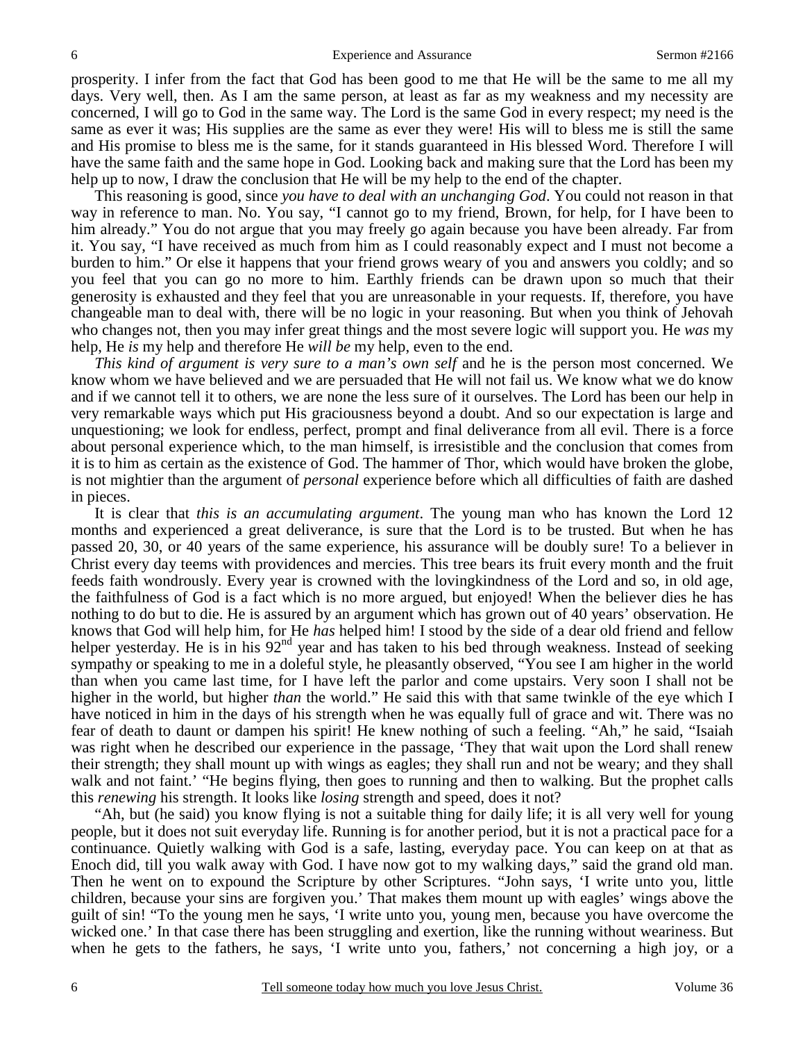prosperity. I infer from the fact that God has been good to me that He will be the same to me all my days. Very well, then. As I am the same person, at least as far as my weakness and my necessity are concerned, I will go to God in the same way. The Lord is the same God in every respect; my need is the same as ever it was; His supplies are the same as ever they were! His will to bless me is still the same and His promise to bless me is the same, for it stands guaranteed in His blessed Word. Therefore I will have the same faith and the same hope in God. Looking back and making sure that the Lord has been my help up to now, I draw the conclusion that He will be my help to the end of the chapter.

This reasoning is good, since *you have to deal with an unchanging God*. You could not reason in that way in reference to man. No. You say, "I cannot go to my friend, Brown, for help, for I have been to him already." You do not argue that you may freely go again because you have been already. Far from it. You say, "I have received as much from him as I could reasonably expect and I must not become a burden to him." Or else it happens that your friend grows weary of you and answers you coldly; and so you feel that you can go no more to him. Earthly friends can be drawn upon so much that their generosity is exhausted and they feel that you are unreasonable in your requests. If, therefore, you have changeable man to deal with, there will be no logic in your reasoning. But when you think of Jehovah who changes not, then you may infer great things and the most severe logic will support you. He *was* my help, He *is* my help and therefore He *will be* my help, even to the end.

*This kind of argument is very sure to a man's own self* and he is the person most concerned. We know whom we have believed and we are persuaded that He will not fail us. We know what we do know and if we cannot tell it to others, we are none the less sure of it ourselves. The Lord has been our help in very remarkable ways which put His graciousness beyond a doubt. And so our expectation is large and unquestioning; we look for endless, perfect, prompt and final deliverance from all evil. There is a force about personal experience which, to the man himself, is irresistible and the conclusion that comes from it is to him as certain as the existence of God. The hammer of Thor, which would have broken the globe, is not mightier than the argument of *personal* experience before which all difficulties of faith are dashed in pieces.

It is clear that *this is an accumulating argument*. The young man who has known the Lord 12 months and experienced a great deliverance, is sure that the Lord is to be trusted. But when he has passed 20, 30, or 40 years of the same experience, his assurance will be doubly sure! To a believer in Christ every day teems with providences and mercies. This tree bears its fruit every month and the fruit feeds faith wondrously. Every year is crowned with the lovingkindness of the Lord and so, in old age, the faithfulness of God is a fact which is no more argued, but enjoyed! When the believer dies he has nothing to do but to die. He is assured by an argument which has grown out of 40 years' observation. He knows that God will help him, for He *has* helped him! I stood by the side of a dear old friend and fellow helper yesterday. He is in his 92nd year and has taken to his bed through weakness. Instead of seeking sympathy or speaking to me in a doleful style, he pleasantly observed, "You see I am higher in the world than when you came last time, for I have left the parlor and come upstairs. Very soon I shall not be higher in the world, but higher *than* the world." He said this with that same twinkle of the eye which I have noticed in him in the days of his strength when he was equally full of grace and wit. There was no fear of death to daunt or dampen his spirit! He knew nothing of such a feeling. "Ah," he said, "Isaiah was right when he described our experience in the passage, 'They that wait upon the Lord shall renew their strength; they shall mount up with wings as eagles; they shall run and not be weary; and they shall walk and not faint.' "He begins flying, then goes to running and then to walking. But the prophet calls this *renewing* his strength. It looks like *losing* strength and speed, does it not?

"Ah, but (he said) you know flying is not a suitable thing for daily life; it is all very well for young people, but it does not suit everyday life. Running is for another period, but it is not a practical pace for a continuance. Quietly walking with God is a safe, lasting, everyday pace. You can keep on at that as Enoch did, till you walk away with God. I have now got to my walking days," said the grand old man. Then he went on to expound the Scripture by other Scriptures. "John says, 'I write unto you, little children, because your sins are forgiven you.' That makes them mount up with eagles' wings above the guilt of sin! "To the young men he says, 'I write unto you, young men, because you have overcome the wicked one.' In that case there has been struggling and exertion, like the running without weariness. But when he gets to the fathers, he says, 'I write unto you, fathers,' not concerning a high joy, or a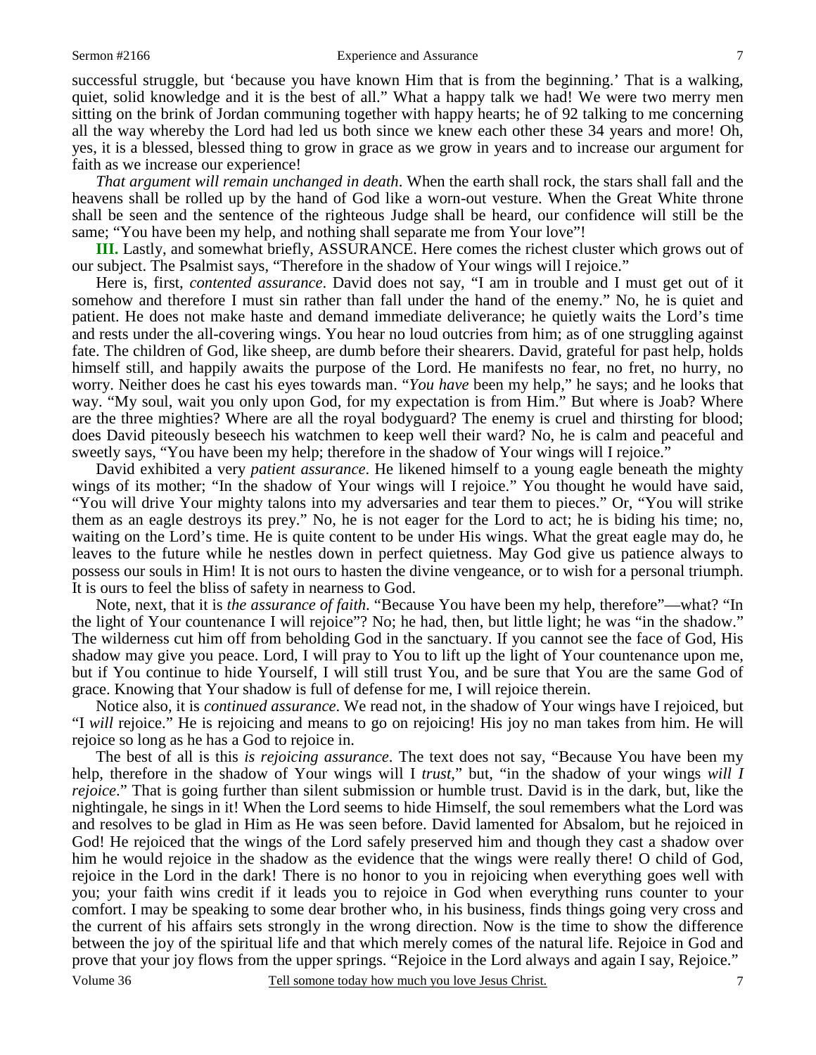successful struggle, but 'because you have known Him that is from the beginning.' That is a walking, quiet, solid knowledge and it is the best of all." What a happy talk we had! We were two merry men sitting on the brink of Jordan communing together with happy hearts; he of 92 talking to me concerning all the way whereby the Lord had led us both since we knew each other these 34 years and more! Oh, yes, it is a blessed, blessed thing to grow in grace as we grow in years and to increase our argument for faith as we increase our experience!

*That argument will remain unchanged in death*. When the earth shall rock, the stars shall fall and the heavens shall be rolled up by the hand of God like a worn-out vesture. When the Great White throne shall be seen and the sentence of the righteous Judge shall be heard, our confidence will still be the same; "You have been my help, and nothing shall separate me from Your love"!

**III.** Lastly, and somewhat briefly, ASSURANCE. Here comes the richest cluster which grows out of our subject. The Psalmist says, "Therefore in the shadow of Your wings will I rejoice."

Here is, first, *contented assurance*. David does not say, "I am in trouble and I must get out of it somehow and therefore I must sin rather than fall under the hand of the enemy." No, he is quiet and patient. He does not make haste and demand immediate deliverance; he quietly waits the Lord's time and rests under the all-covering wings. You hear no loud outcries from him; as of one struggling against fate. The children of God, like sheep, are dumb before their shearers. David, grateful for past help, holds himself still, and happily awaits the purpose of the Lord. He manifests no fear, no fret, no hurry, no worry. Neither does he cast his eyes towards man. "*You have* been my help," he says; and he looks that way. "My soul, wait you only upon God, for my expectation is from Him." But where is Joab? Where are the three mighties? Where are all the royal bodyguard? The enemy is cruel and thirsting for blood; does David piteously beseech his watchmen to keep well their ward? No, he is calm and peaceful and sweetly says, "You have been my help; therefore in the shadow of Your wings will I rejoice."

David exhibited a very *patient assurance*. He likened himself to a young eagle beneath the mighty wings of its mother; "In the shadow of Your wings will I rejoice." You thought he would have said, "You will drive Your mighty talons into my adversaries and tear them to pieces." Or, "You will strike them as an eagle destroys its prey." No, he is not eager for the Lord to act; he is biding his time; no, waiting on the Lord's time. He is quite content to be under His wings. What the great eagle may do, he leaves to the future while he nestles down in perfect quietness. May God give us patience always to possess our souls in Him! It is not ours to hasten the divine vengeance, or to wish for a personal triumph. It is ours to feel the bliss of safety in nearness to God.

Note, next, that it is *the assurance of faith*. "Because You have been my help, therefore"—what? "In the light of Your countenance I will rejoice"? No; he had, then, but little light; he was "in the shadow." The wilderness cut him off from beholding God in the sanctuary. If you cannot see the face of God, His shadow may give you peace. Lord, I will pray to You to lift up the light of Your countenance upon me, but if You continue to hide Yourself, I will still trust You, and be sure that You are the same God of grace. Knowing that Your shadow is full of defense for me, I will rejoice therein.

Notice also, it is *continued assurance*. We read not, in the shadow of Your wings have I rejoiced, but "I *will* rejoice." He is rejoicing and means to go on rejoicing! His joy no man takes from him. He will rejoice so long as he has a God to rejoice in.

The best of all is this *is rejoicing assurance*. The text does not say, "Because You have been my help, therefore in the shadow of Your wings will I *trust*," but, "in the shadow of your wings *will I rejoice*." That is going further than silent submission or humble trust. David is in the dark, but, like the nightingale, he sings in it! When the Lord seems to hide Himself, the soul remembers what the Lord was and resolves to be glad in Him as He was seen before. David lamented for Absalom, but he rejoiced in God! He rejoiced that the wings of the Lord safely preserved him and though they cast a shadow over him he would rejoice in the shadow as the evidence that the wings were really there! O child of God, rejoice in the Lord in the dark! There is no honor to you in rejoicing when everything goes well with you; your faith wins credit if it leads you to rejoice in God when everything runs counter to your comfort. I may be speaking to some dear brother who, in his business, finds things going very cross and the current of his affairs sets strongly in the wrong direction. Now is the time to show the difference between the joy of the spiritual life and that which merely comes of the natural life. Rejoice in God and prove that your joy flows from the upper springs. "Rejoice in the Lord always and again I say, Rejoice."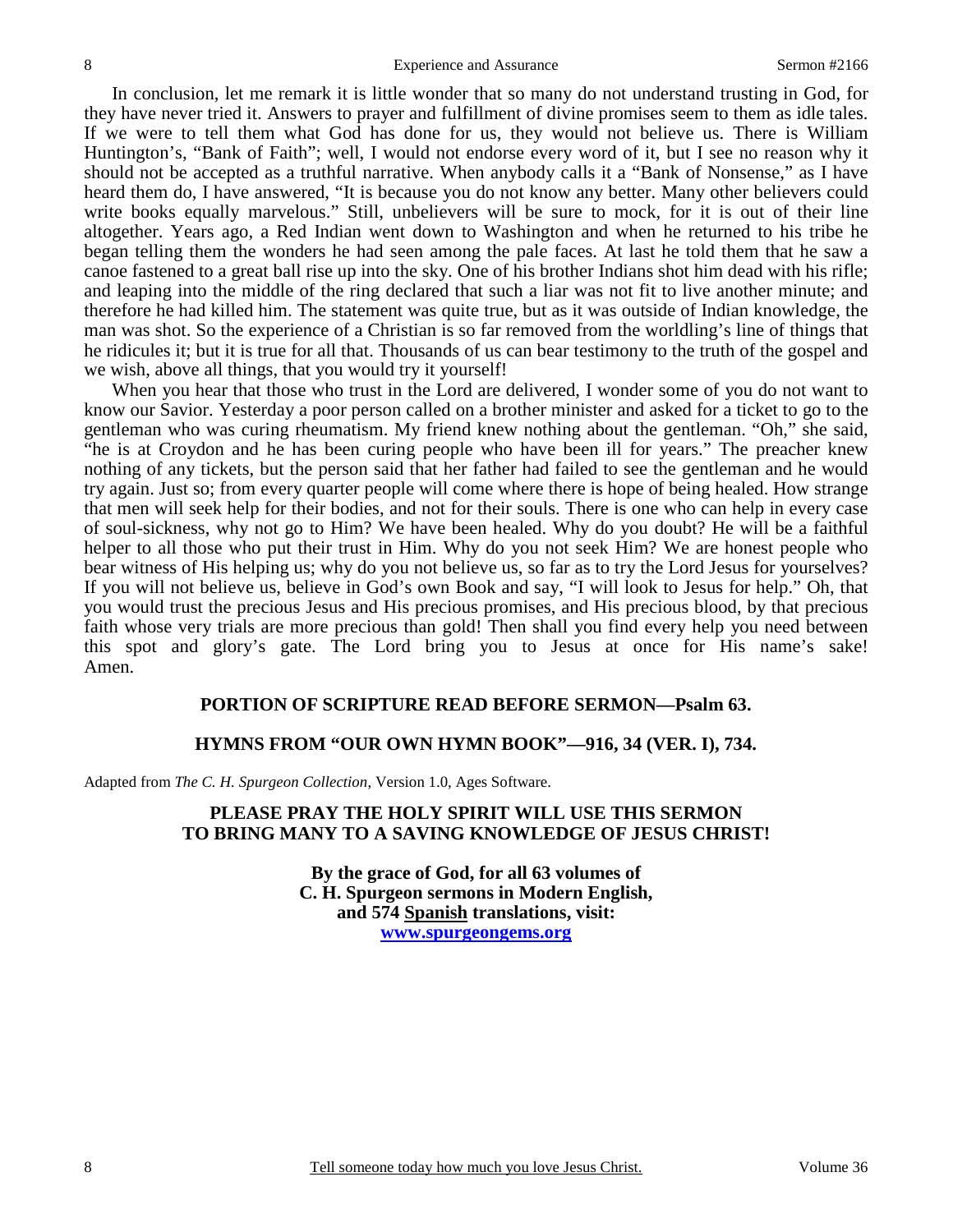In conclusion, let me remark it is little wonder that so many do not understand trusting in God, for they have never tried it. Answers to prayer and fulfillment of divine promises seem to them as idle tales. If we were to tell them what God has done for us, they would not believe us. There is William Huntington's, "Bank of Faith"; well, I would not endorse every word of it, but I see no reason why it should not be accepted as a truthful narrative. When anybody calls it a "Bank of Nonsense," as I have heard them do, I have answered, "It is because you do not know any better. Many other believers could write books equally marvelous." Still, unbelievers will be sure to mock, for it is out of their line altogether. Years ago, a Red Indian went down to Washington and when he returned to his tribe he began telling them the wonders he had seen among the pale faces. At last he told them that he saw a canoe fastened to a great ball rise up into the sky. One of his brother Indians shot him dead with his rifle; and leaping into the middle of the ring declared that such a liar was not fit to live another minute; and therefore he had killed him. The statement was quite true, but as it was outside of Indian knowledge, the man was shot. So the experience of a Christian is so far removed from the worldling's line of things that he ridicules it; but it is true for all that. Thousands of us can bear testimony to the truth of the gospel and we wish, above all things, that you would try it yourself!

When you hear that those who trust in the Lord are delivered, I wonder some of you do not want to know our Savior. Yesterday a poor person called on a brother minister and asked for a ticket to go to the gentleman who was curing rheumatism. My friend knew nothing about the gentleman. "Oh," she said, "he is at Croydon and he has been curing people who have been ill for years." The preacher knew nothing of any tickets, but the person said that her father had failed to see the gentleman and he would try again. Just so; from every quarter people will come where there is hope of being healed. How strange that men will seek help for their bodies, and not for their souls. There is one who can help in every case of soul-sickness, why not go to Him? We have been healed. Why do you doubt? He will be a faithful helper to all those who put their trust in Him. Why do you not seek Him? We are honest people who bear witness of His helping us; why do you not believe us, so far as to try the Lord Jesus for yourselves? If you will not believe us, believe in God's own Book and say, "I will look to Jesus for help." Oh, that you would trust the precious Jesus and His precious promises, and His precious blood, by that precious faith whose very trials are more precious than gold! Then shall you find every help you need between this spot and glory's gate. The Lord bring you to Jesus at once for His name's sake! Amen.

**PORTION OF SCRIPTURE READ BEFORE SERMON—Psalm 63.**

**HYMNS FROM "OUR OWN HYMN BOOK"—916, 34 (VER. I), 734.**

Adapted from *The C. H. Spurgeon Collection*, Version 1.0, Ages Software.

**PLEASE PRAY THE HOLY SPIRIT WILL USE THIS SERMON TO BRING MANY TO A SAVING KNOWLEDGE OF JESUS CHRIST!**

**By the grace of God, for all 63 volumes of C. H. Spurgeon sermons in Modern English, and 574 Spanish translations, visit: www.spurgeongems.org**